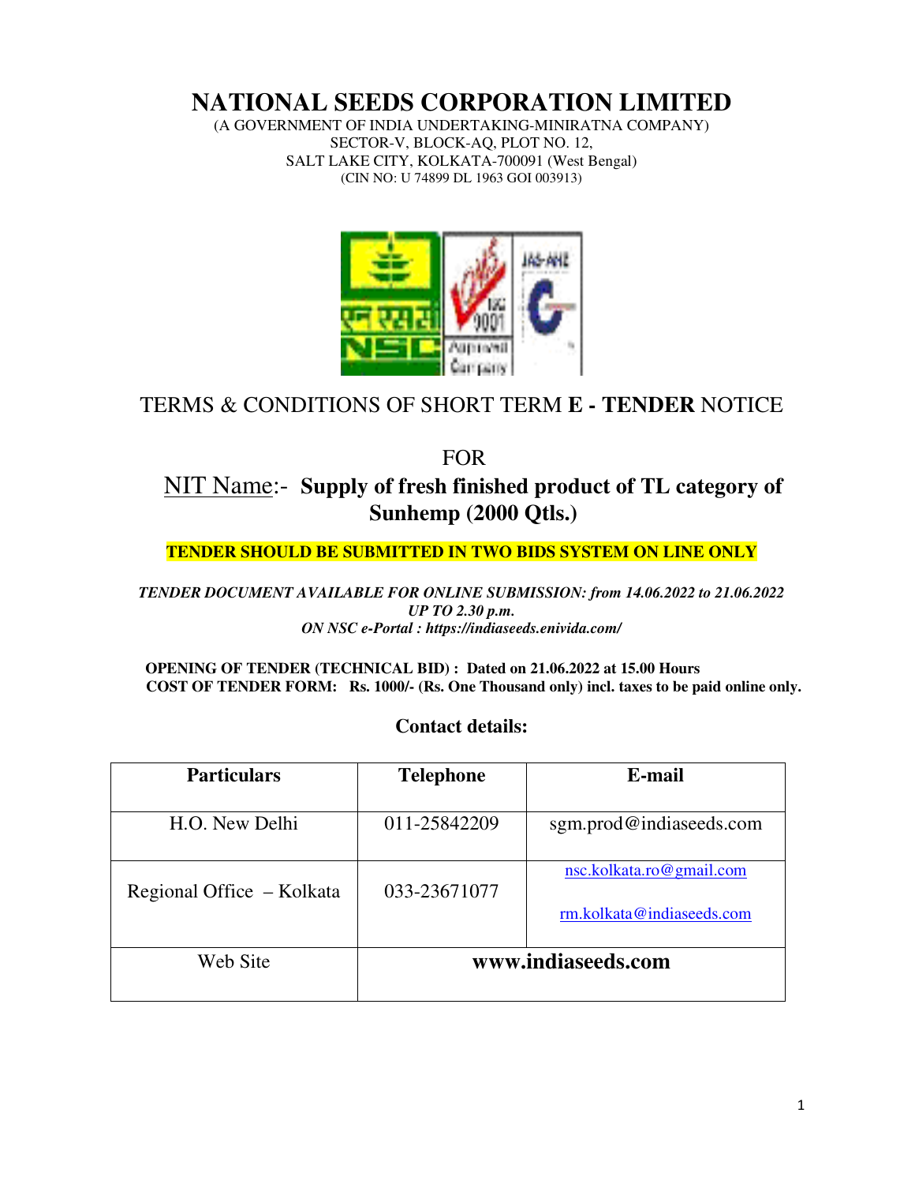# NATIONAL SEEDS CORPORATION LIMITED

(A GOVERNMENT OF INDIA UNDERTAKING-MINIRATNA COMPANY)
SECTOR-V, BLOCK-AQ, PLOT NO. 12,
SALT LAKE CITY, KOLKATA-700091 (West Bengal)
(CIN NO: U 74899 DL 1963 GOI 003913)

## TERMS & CONDITIONS OF SHORT TERM **E - TENDER** NOTICE

FOR

## NIT Name:- **Supply of fresh finished product of TL category of Sunhemp (2000 Qtls.)**

**TENDER SHOULD BE SUBMITTED IN TWO BIDS SYSTEM ON LINE ONLY**

***TENDER DOCUMENT AVAILABLE FOR ONLINE SUBMISSION: from 14.06.2022 to 21.06.2022 UP TO 2.30 p.m.***
***ON NSC e-Portal : https://indiaseeds.enivida.com/***

**OPENING OF TENDER (TECHNICAL BID) : Dated on 21.06.2022 at 15.00 Hours**
**COST OF TENDER FORM: Rs. 1000/- (Rs. One Thousand only) incl. taxes to be paid online only.**

### Contact details:

| Particulars | Telephone | E-mail |
|---|---|---|
| H.O. New Delhi | 011-25842209 | sgm.prod@indiaseeds.com |
| Regional Office – Kolkata | 033-23671077 | nsc.kolkata.ro@gmail.com<br>rm.kolkata@indiaseeds.com |
| Web Site | **www.indiaseeds.com** | |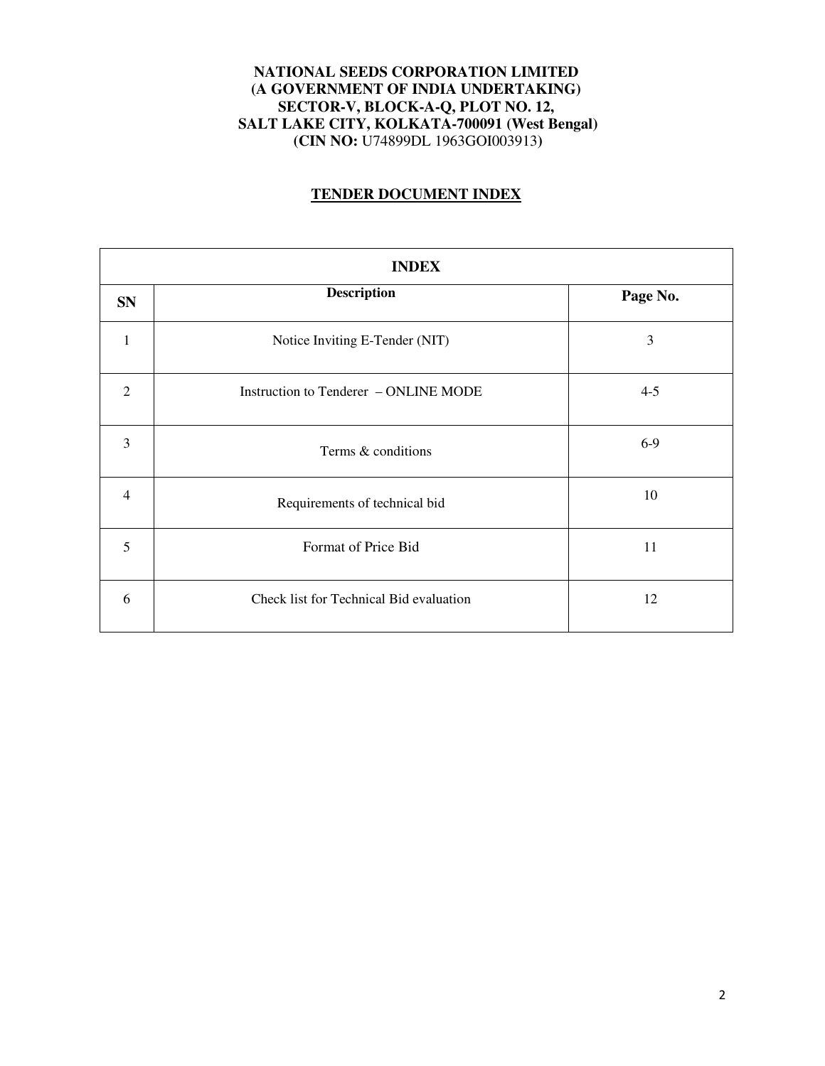**NATIONAL SEEDS CORPORATION LIMITED**
**(A GOVERNMENT OF INDIA UNDERTAKING)**
**SECTOR-V, BLOCK-A-Q, PLOT NO. 12,**
**SALT LAKE CITY, KOLKATA-700091 (West Bengal)**
**(CIN NO:** U74899DL 1963GOI003913**)**

## TENDER DOCUMENT INDEX

| INDEX | | |
|---|---|---|
| **SN** | **Description** | **Page No.** |
| 1 | Notice Inviting E-Tender (NIT) | 3 |
| 2 | Instruction to Tenderer – ONLINE MODE | 4-5 |
| 3 | Terms & conditions | 6-9 |
| 4 | Requirements of technical bid | 10 |
| 5 | Format of Price Bid | 11 |
| 6 | Check list for Technical Bid evaluation | 12 |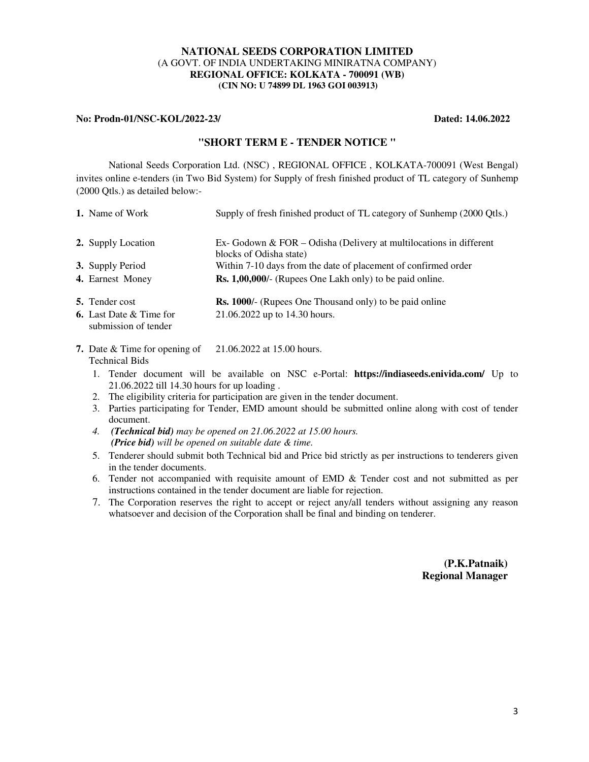**NATIONAL SEEDS CORPORATION LIMITED**
(A GOVT. OF INDIA UNDERTAKING MINIRATNA COMPANY)
**REGIONAL OFFICE: KOLKATA - 700091 (WB)**
**(CIN NO: U 74899 DL 1963 GOI 003913)**

**No: Prodn-01/NSC-KOL/2022-23/** **Dated: 14.06.2022**

## "SHORT TERM E - TENDER NOTICE "

National Seeds Corporation Ltd. (NSC) , REGIONAL OFFICE , KOLKATA-700091 (West Bengal) invites online e-tenders (in Two Bid System) for Supply of fresh finished product of TL category of Sunhemp (2000 Qtls.) as detailed below:-

| | |
|---|---|
| **1.** Name of Work | Supply of fresh finished product of TL category of Sunhemp (2000 Qtls.) |
| **2.** Supply Location | Ex- Godown & FOR – Odisha (Delivery at multilocations in different blocks of Odisha state) |
| **3.** Supply Period | Within 7-10 days from the date of placement of confirmed order |
| **4.** Earnest Money | **Rs. 1,00,000/**- (Rupees One Lakh only) to be paid online. |
| **5.** Tender cost | **Rs. 1000/**- (Rupees One Thousand only) to be paid online |
| **6.** Last Date & Time for submission of tender | 21.06.2022 up to 14.30 hours. |
| **7.** Date & Time for opening of Technical Bids | 21.06.2022 at 15.00 hours. |

1. Tender document will be available on NSC e-Portal: **https://indiaseeds.enivida.com/** Up to 21.06.2022 till 14.30 hours for up loading .
2. The eligibility criteria for participation are given in the tender document.
3. Parties participating for Tender, EMD amount should be submitted online along with cost of tender document.
4. ***(Technical bid)*** *may be opened on 21.06.2022 at 15.00 hours.*
   ***(Price bid)*** *will be opened on suitable date & time.*
5. Tenderer should submit both Technical bid and Price bid strictly as per instructions to tenderers given in the tender documents.
6. Tender not accompanied with requisite amount of EMD & Tender cost and not submitted as per instructions contained in the tender document are liable for rejection.
7. The Corporation reserves the right to accept or reject any/all tenders without assigning any reason whatsoever and decision of the Corporation shall be final and binding on tenderer.

**(P.K.Patnaik)**
**Regional Manager**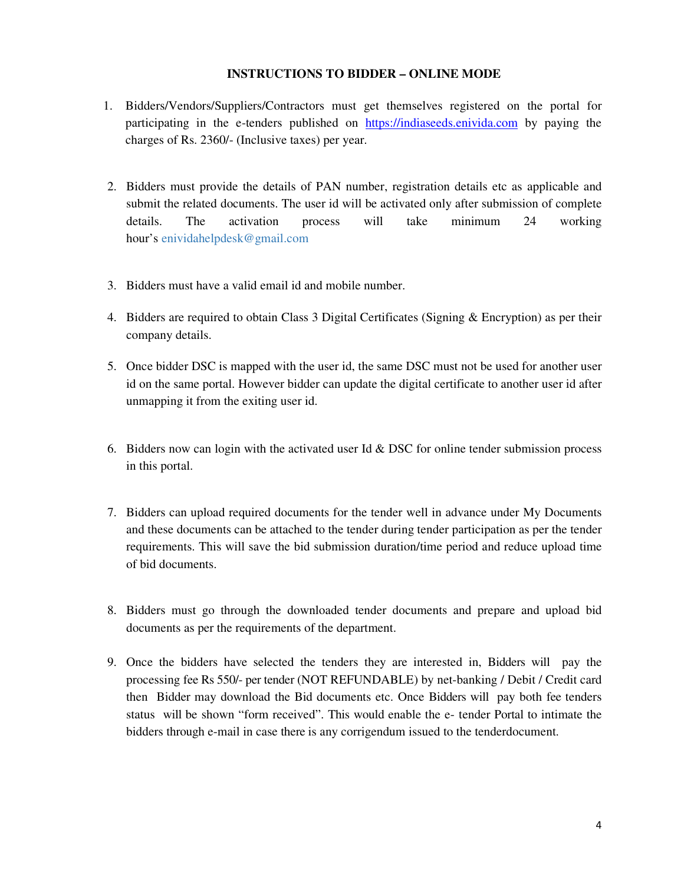**INSTRUCTIONS TO BIDDER – ONLINE MODE**

1. Bidders/Vendors/Suppliers/Contractors must get themselves registered on the portal for participating in the e-tenders published on https://indiaseeds.enivida.com by paying the charges of Rs. 2360/- (Inclusive taxes) per year.

2. Bidders must provide the details of PAN number, registration details etc as applicable and submit the related documents. The user id will be activated only after submission of complete details. The activation process will take minimum 24 working hour's enividahelpdesk@gmail.com

3. Bidders must have a valid email id and mobile number.

4. Bidders are required to obtain Class 3 Digital Certificates (Signing & Encryption) as per their company details.

5. Once bidder DSC is mapped with the user id, the same DSC must not be used for another user id on the same portal. However bidder can update the digital certificate to another user id after unmapping it from the exiting user id.

6. Bidders now can login with the activated user Id & DSC for online tender submission process in this portal.

7. Bidders can upload required documents for the tender well in advance under My Documents and these documents can be attached to the tender during tender participation as per the tender requirements. This will save the bid submission duration/time period and reduce upload time of bid documents.

8. Bidders must go through the downloaded tender documents and prepare and upload bid documents as per the requirements of the department.

9. Once the bidders have selected the tenders they are interested in, Bidders will pay the processing fee Rs 550/- per tender (NOT REFUNDABLE) by net-banking / Debit / Credit card then Bidder may download the Bid documents etc. Once Bidders will pay both fee tenders status will be shown "form received". This would enable the e- tender Portal to intimate the bidders through e-mail in case there is any corrigendum issued to the tenderdocument.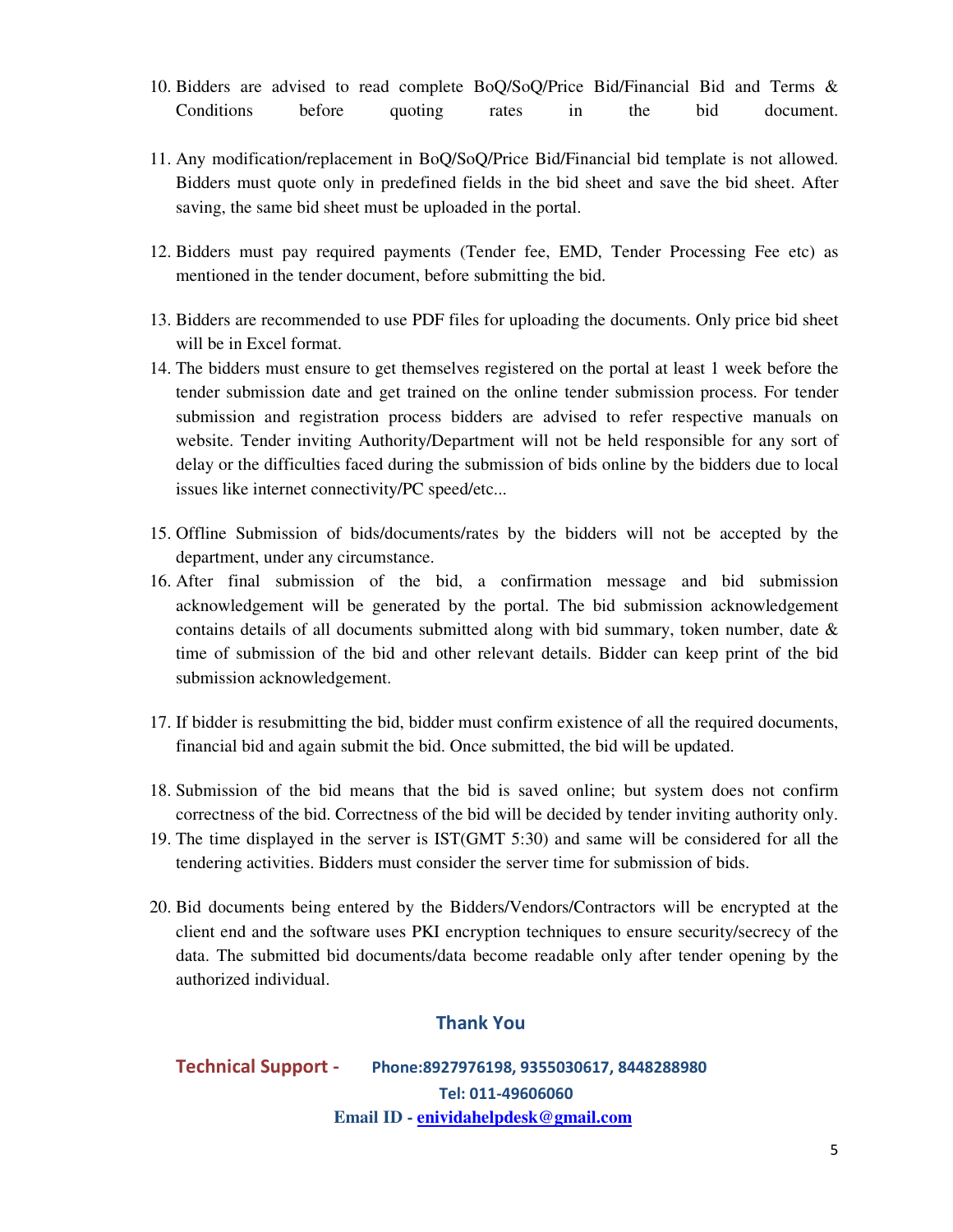10. Bidders are advised to read complete BoQ/SoQ/Price Bid/Financial Bid and Terms & Conditions before quoting rates in the bid document.

11. Any modification/replacement in BoQ/SoQ/Price Bid/Financial bid template is not allowed. Bidders must quote only in predefined fields in the bid sheet and save the bid sheet. After saving, the same bid sheet must be uploaded in the portal.

12. Bidders must pay required payments (Tender fee, EMD, Tender Processing Fee etc) as mentioned in the tender document, before submitting the bid.

13. Bidders are recommended to use PDF files for uploading the documents. Only price bid sheet will be in Excel format.

14. The bidders must ensure to get themselves registered on the portal at least 1 week before the tender submission date and get trained on the online tender submission process. For tender submission and registration process bidders are advised to refer respective manuals on website. Tender inviting Authority/Department will not be held responsible for any sort of delay or the difficulties faced during the submission of bids online by the bidders due to local issues like internet connectivity/PC speed/etc...

15. Offline Submission of bids/documents/rates by the bidders will not be accepted by the department, under any circumstance.

16. After final submission of the bid, a confirmation message and bid submission acknowledgement will be generated by the portal. The bid submission acknowledgement contains details of all documents submitted along with bid summary, token number, date & time of submission of the bid and other relevant details. Bidder can keep print of the bid submission acknowledgement.

17. If bidder is resubmitting the bid, bidder must confirm existence of all the required documents, financial bid and again submit the bid. Once submitted, the bid will be updated.

18. Submission of the bid means that the bid is saved online; but system does not confirm correctness of the bid. Correctness of the bid will be decided by tender inviting authority only.

19. The time displayed in the server is IST(GMT 5:30) and same will be considered for all the tendering activities. Bidders must consider the server time for submission of bids.

20. Bid documents being entered by the Bidders/Vendors/Contractors will be encrypted at the client end and the software uses PKI encryption techniques to ensure security/secrecy of the data. The submitted bid documents/data become readable only after tender opening by the authorized individual.

**Thank You**

**Technical Support -** **Phone:8927976198, 9355030617, 8448288980**

**Tel: 011-49606060**

**Email ID - enividahelpdesk@gmail.com**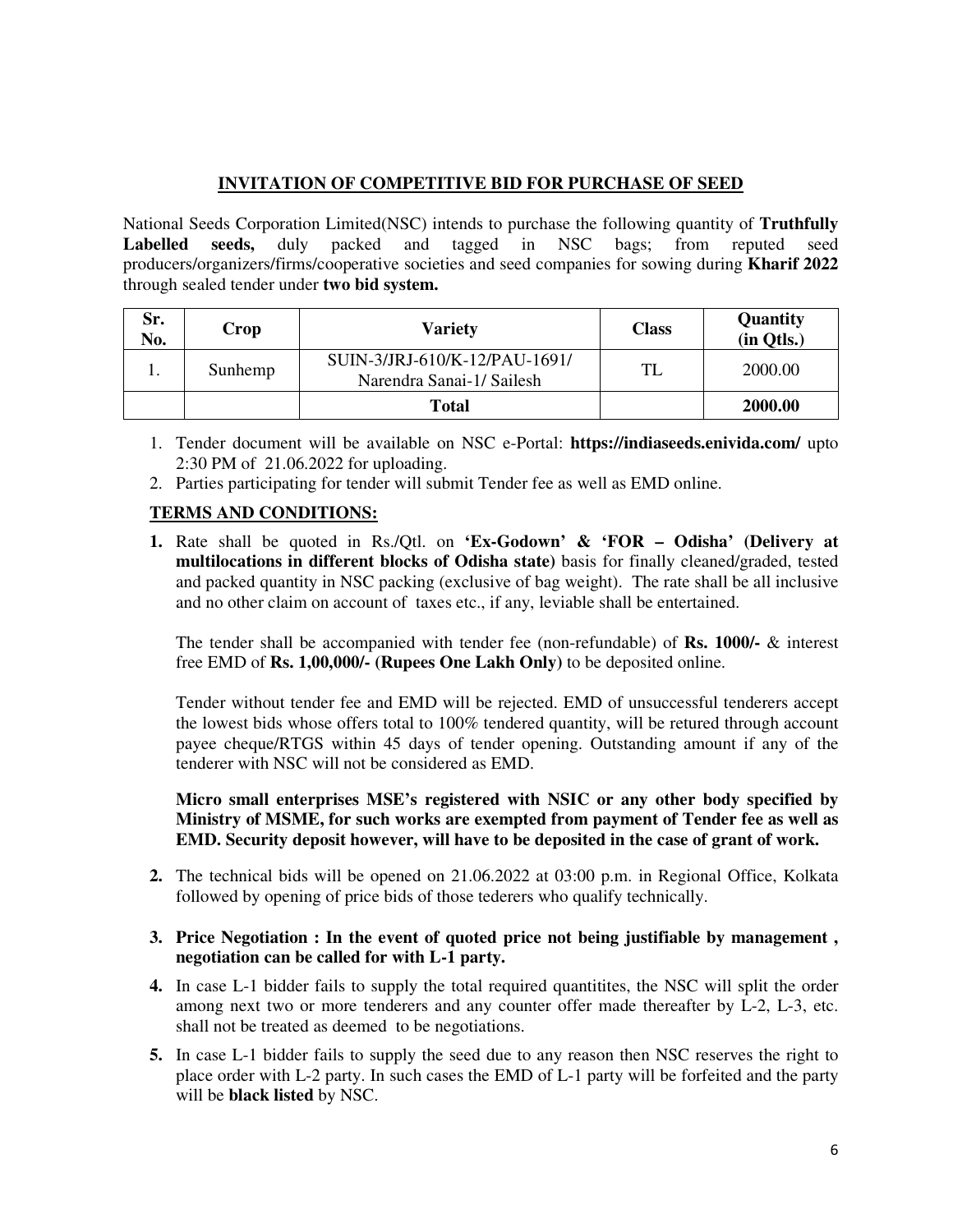## INVITATION OF COMPETITIVE BID FOR PURCHASE OF SEED

National Seeds Corporation Limited(NSC) intends to purchase the following quantity of **Truthfully Labelled seeds,** duly packed and tagged in NSC bags; from reputed seed producers/organizers/firms/cooperative societies and seed companies for sowing during **Kharif 2022** through sealed tender under **two bid system.**

| Sr. No. | Crop | Variety | Class | Quantity (in Qtls.) |
|---|---|---|---|---|
| 1. | Sunhemp | SUIN-3/JRJ-610/K-12/PAU-1691/ Narendra Sanai-1/ Sailesh | TL | 2000.00 |
| | | **Total** | | **2000.00** |

1. Tender document will be available on NSC e-Portal: **https://indiaseeds.enivida.com/** upto 2:30 PM of 21.06.2022 for uploading.
2. Parties participating for tender will submit Tender fee as well as EMD online.

### TERMS AND CONDITIONS:

**1.** Rate shall be quoted in Rs./Qtl. on **'Ex-Godown' & 'FOR – Odisha' (Delivery at multilocations in different blocks of Odisha state)** basis for finally cleaned/graded, tested and packed quantity in NSC packing (exclusive of bag weight). The rate shall be all inclusive and no other claim on account of taxes etc., if any, leviable shall be entertained.

The tender shall be accompanied with tender fee (non-refundable) of **Rs. 1000/-** & interest free EMD of **Rs. 1,00,000/- (Rupees One Lakh Only)** to be deposited online.

Tender without tender fee and EMD will be rejected. EMD of unsuccessful tenderers accept the lowest bids whose offers total to 100% tendered quantity, will be retured through account payee cheque/RTGS within 45 days of tender opening. Outstanding amount if any of the tenderer with NSC will not be considered as EMD.

**Micro small enterprises MSE's registered with NSIC or any other body specified by Ministry of MSME, for such works are exempted from payment of Tender fee as well as EMD. Security deposit however, will have to be deposited in the case of grant of work.**

**2.** The technical bids will be opened on 21.06.2022 at 03:00 p.m. in Regional Office, Kolkata followed by opening of price bids of those tederers who qualify technically.

**3. Price Negotiation : In the event of quoted price not being justifiable by management , negotiation can be called for with L-1 party.**

**4.** In case L-1 bidder fails to supply the total required quantitites, the NSC will split the order among next two or more tenderers and any counter offer made thereafter by L-2, L-3, etc. shall not be treated as deemed to be negotiations.

**5.** In case L-1 bidder fails to supply the seed due to any reason then NSC reserves the right to place order with L-2 party. In such cases the EMD of L-1 party will be forfeited and the party will be **black listed** by NSC.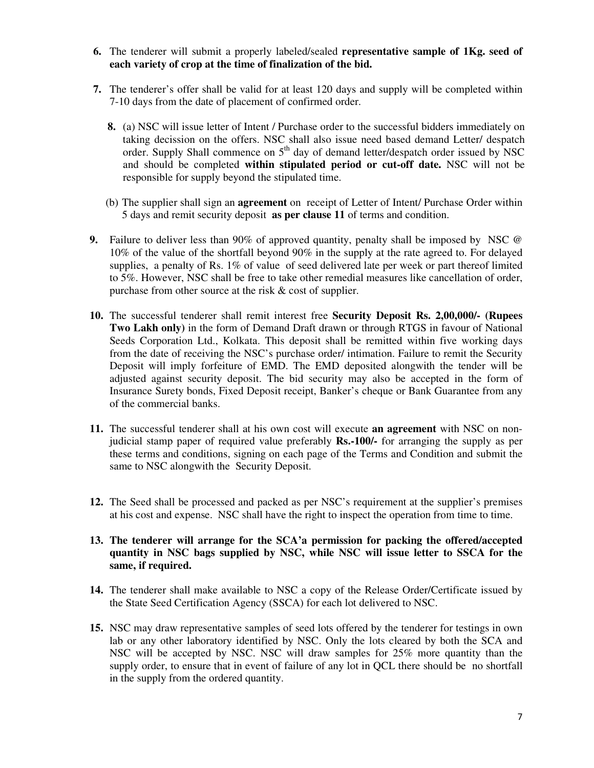6. The tenderer will submit a properly labeled/sealed **representative sample of 1Kg. seed of each variety of crop at the time of finalization of the bid.**

7. The tenderer's offer shall be valid for at least 120 days and supply will be completed within 7-10 days from the date of placement of confirmed order.

8. (a) NSC will issue letter of Intent / Purchase order to the successful bidders immediately on taking decission on the offers. NSC shall also issue need based demand Letter/ despatch order. Supply Shall commence on 5th day of demand letter/despatch order issued by NSC and should be completed **within stipulated period or cut-off date.** NSC will not be responsible for supply beyond the stipulated time.

   (b) The supplier shall sign an **agreement** on receipt of Letter of Intent/ Purchase Order within 5 days and remit security deposit **as per clause 11** of terms and condition.

9. Failure to deliver less than 90% of approved quantity, penalty shall be imposed by NSC @ 10% of the value of the shortfall beyond 90% in the supply at the rate agreed to. For delayed supplies, a penalty of Rs. 1% of value of seed delivered late per week or part thereof limited to 5%. However, NSC shall be free to take other remedial measures like cancellation of order, purchase from other source at the risk & cost of supplier.

10. The successful tenderer shall remit interest free **Security Deposit Rs. 2,00,000/- (Rupees Two Lakh only)** in the form of Demand Draft drawn or through RTGS in favour of National Seeds Corporation Ltd., Kolkata. This deposit shall be remitted within five working days from the date of receiving the NSC's purchase order/ intimation. Failure to remit the Security Deposit will imply forfeiture of EMD. The EMD deposited alongwith the tender will be adjusted against security deposit. The bid security may also be accepted in the form of Insurance Surety bonds, Fixed Deposit receipt, Banker's cheque or Bank Guarantee from any of the commercial banks.

11. The successful tenderer shall at his own cost will execute **an agreement** with NSC on non-judicial stamp paper of required value preferably **Rs.-100/-** for arranging the supply as per these terms and conditions, signing on each page of the Terms and Condition and submit the same to NSC alongwith the Security Deposit.

12. The Seed shall be processed and packed as per NSC's requirement at the supplier's premises at his cost and expense. NSC shall have the right to inspect the operation from time to time.

13. **The tenderer will arrange for the SCA'a permission for packing the offered/accepted quantity in NSC bags supplied by NSC, while NSC will issue letter to SSCA for the same, if required.**

14. The tenderer shall make available to NSC a copy of the Release Order/Certificate issued by the State Seed Certification Agency (SSCA) for each lot delivered to NSC.

15. NSC may draw representative samples of seed lots offered by the tenderer for testings in own lab or any other laboratory identified by NSC. Only the lots cleared by both the SCA and NSC will be accepted by NSC. NSC will draw samples for 25% more quantity than the supply order, to ensure that in event of failure of any lot in QCL there should be no shortfall in the supply from the ordered quantity.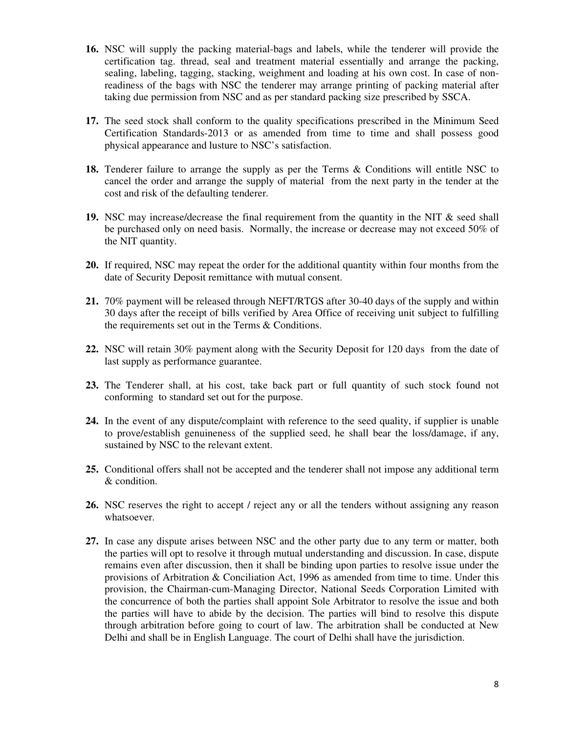16. NSC will supply the packing material-bags and labels, while the tenderer will provide the certification tag. thread, seal and treatment material essentially and arrange the packing, sealing, labeling, tagging, stacking, weighment and loading at his own cost. In case of non-readiness of the bags with NSC the tenderer may arrange printing of packing material after taking due permission from NSC and as per standard packing size prescribed by SSCA.

17. The seed stock shall conform to the quality specifications prescribed in the Minimum Seed Certification Standards-2013 or as amended from time to time and shall possess good physical appearance and lusture to NSC's satisfaction.

18. Tenderer failure to arrange the supply as per the Terms & Conditions will entitle NSC to cancel the order and arrange the supply of material from the next party in the tender at the cost and risk of the defaulting tenderer.

19. NSC may increase/decrease the final requirement from the quantity in the NIT & seed shall be purchased only on need basis. Normally, the increase or decrease may not exceed 50% of the NIT quantity.

20. If required, NSC may repeat the order for the additional quantity within four months from the date of Security Deposit remittance with mutual consent.

21. 70% payment will be released through NEFT/RTGS after 30-40 days of the supply and within 30 days after the receipt of bills verified by Area Office of receiving unit subject to fulfilling the requirements set out in the Terms & Conditions.

22. NSC will retain 30% payment along with the Security Deposit for 120 days from the date of last supply as performance guarantee.

23. The Tenderer shall, at his cost, take back part or full quantity of such stock found not conforming to standard set out for the purpose.

24. In the event of any dispute/complaint with reference to the seed quality, if supplier is unable to prove/establish genuineness of the supplied seed, he shall bear the loss/damage, if any, sustained by NSC to the relevant extent.

25. Conditional offers shall not be accepted and the tenderer shall not impose any additional term & condition.

26. NSC reserves the right to accept / reject any or all the tenders without assigning any reason whatsoever.

27. In case any dispute arises between NSC and the other party due to any term or matter, both the parties will opt to resolve it through mutual understanding and discussion. In case, dispute remains even after discussion, then it shall be binding upon parties to resolve issue under the provisions of Arbitration & Conciliation Act, 1996 as amended from time to time. Under this provision, the Chairman-cum-Managing Director, National Seeds Corporation Limited with the concurrence of both the parties shall appoint Sole Arbitrator to resolve the issue and both the parties will have to abide by the decision. The parties will bind to resolve this dispute through arbitration before going to court of law. The arbitration shall be conducted at New Delhi and shall be in English Language. The court of Delhi shall have the jurisdiction.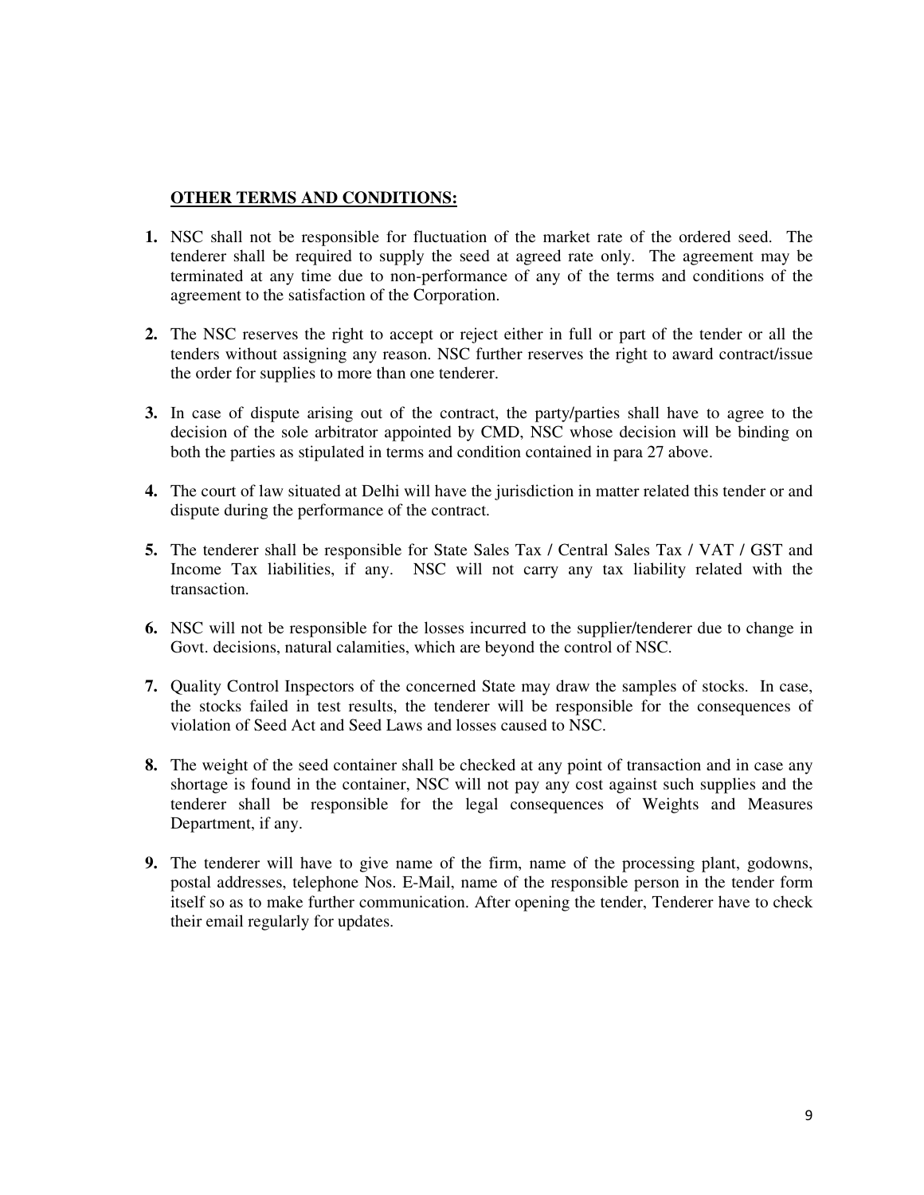**OTHER TERMS AND CONDITIONS:**

1. NSC shall not be responsible for fluctuation of the market rate of the ordered seed. The tenderer shall be required to supply the seed at agreed rate only. The agreement may be terminated at any time due to non-performance of any of the terms and conditions of the agreement to the satisfaction of the Corporation.

2. The NSC reserves the right to accept or reject either in full or part of the tender or all the tenders without assigning any reason. NSC further reserves the right to award contract/issue the order for supplies to more than one tenderer.

3. In case of dispute arising out of the contract, the party/parties shall have to agree to the decision of the sole arbitrator appointed by CMD, NSC whose decision will be binding on both the parties as stipulated in terms and condition contained in para 27 above.

4. The court of law situated at Delhi will have the jurisdiction in matter related this tender or and dispute during the performance of the contract.

5. The tenderer shall be responsible for State Sales Tax / Central Sales Tax / VAT / GST and Income Tax liabilities, if any. NSC will not carry any tax liability related with the transaction.

6. NSC will not be responsible for the losses incurred to the supplier/tenderer due to change in Govt. decisions, natural calamities, which are beyond the control of NSC.

7. Quality Control Inspectors of the concerned State may draw the samples of stocks. In case, the stocks failed in test results, the tenderer will be responsible for the consequences of violation of Seed Act and Seed Laws and losses caused to NSC.

8. The weight of the seed container shall be checked at any point of transaction and in case any shortage is found in the container, NSC will not pay any cost against such supplies and the tenderer shall be responsible for the legal consequences of Weights and Measures Department, if any.

9. The tenderer will have to give name of the firm, name of the processing plant, godowns, postal addresses, telephone Nos. E-Mail, name of the responsible person in the tender form itself so as to make further communication. After opening the tender, Tenderer have to check their email regularly for updates.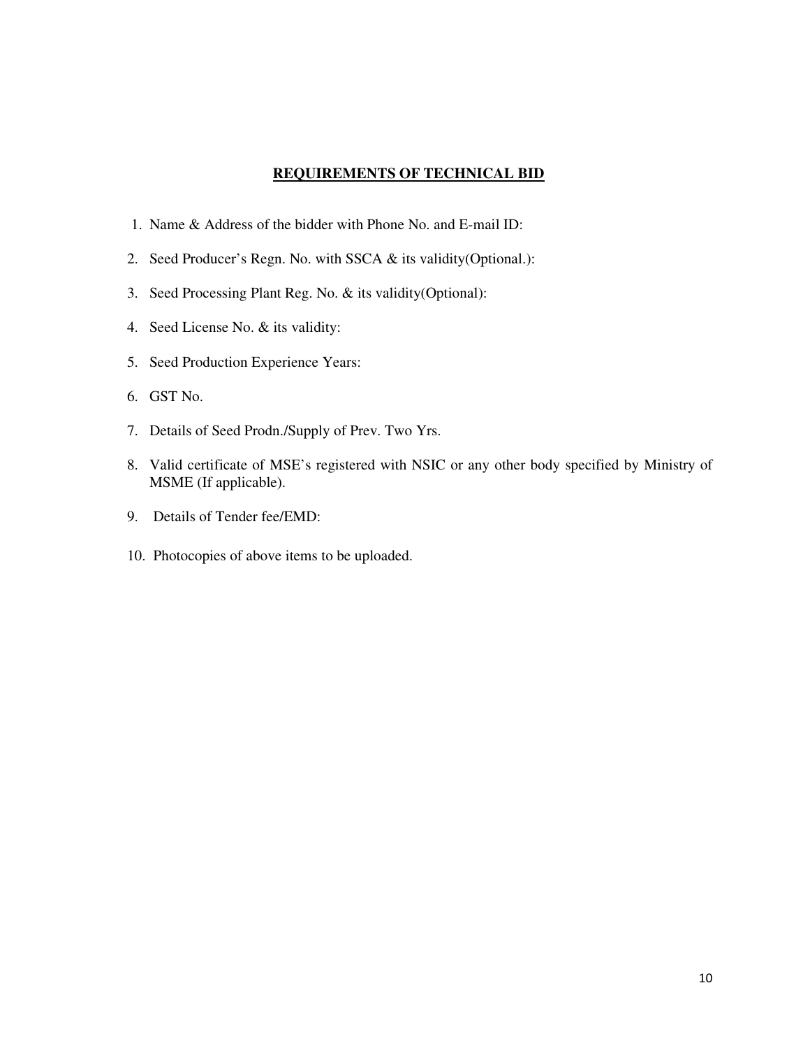## REQUIREMENTS OF TECHNICAL BID

1. Name & Address of the bidder with Phone No. and E-mail ID:
2. Seed Producer's Regn. No. with SSCA & its validity(Optional.):
3. Seed Processing Plant Reg. No. & its validity(Optional):
4. Seed License No. & its validity:
5. Seed Production Experience Years:
6. GST No.
7. Details of Seed Prodn./Supply of Prev. Two Yrs.
8. Valid certificate of MSE's registered with NSIC or any other body specified by Ministry of MSME (If applicable).
9. Details of Tender fee/EMD:
10. Photocopies of above items to be uploaded.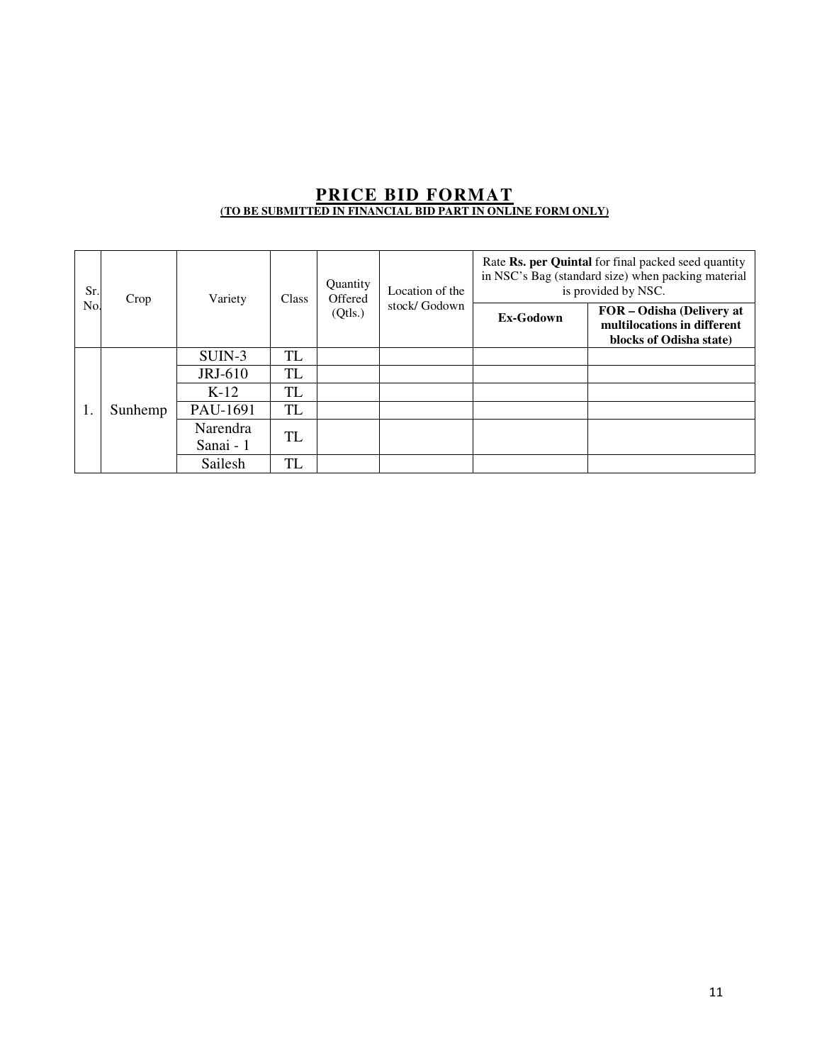## PRICE BID FORMAT

**(TO BE SUBMITTED IN FINANCIAL BID PART IN ONLINE FORM ONLY)**

| Sr. No. | Crop | Variety | Class | Quantity Offered (Qtls.) | Location of the stock/ Godown | Rate **Rs. per Quintal** for final packed seed quantity in NSC's Bag (standard size) when packing material is provided by NSC. | |
|---|---|---|---|---|---|---|---|
| | | | | | | **Ex-Godown** | **FOR – Odisha (Delivery at multilocations in different blocks of Odisha state)** |
| 1. | Sunhemp | SUIN-3 | TL | | | | |
| | | JRJ-610 | TL | | | | |
| | | K-12 | TL | | | | |
| | | PAU-1691 | TL | | | | |
| | | Narendra Sanai - 1 | TL | | | | |
| | | Sailesh | TL | | | | |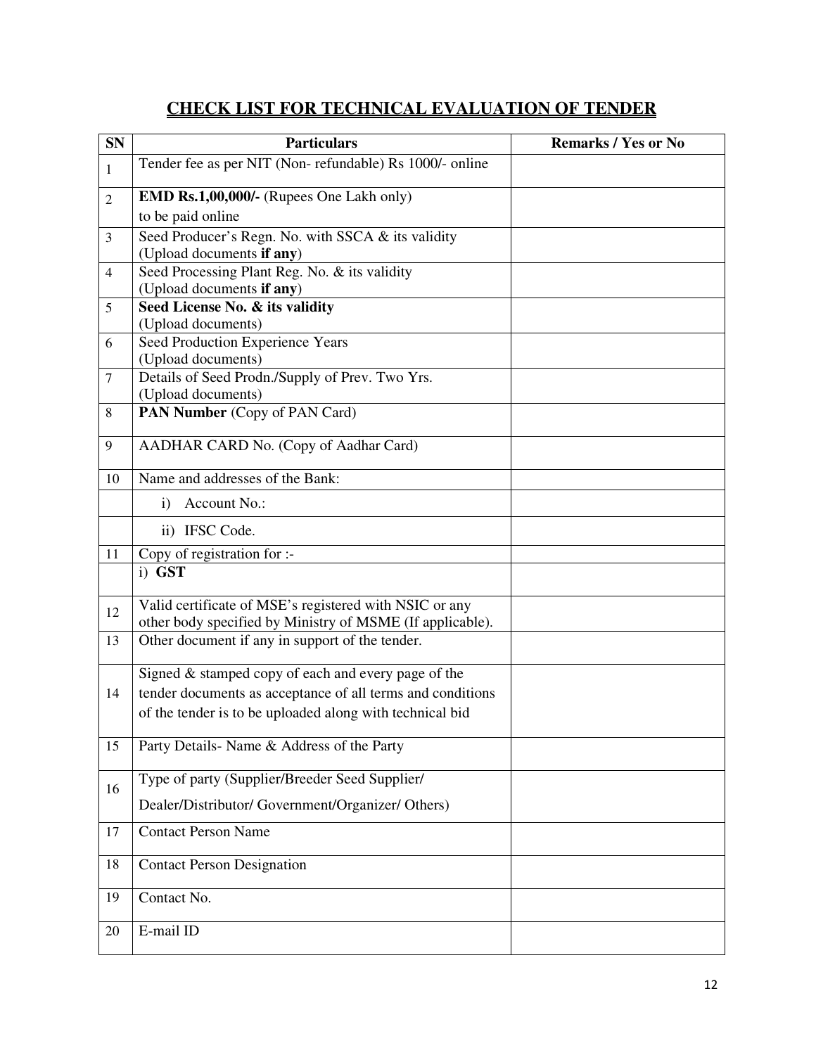## CHECK LIST FOR TECHNICAL EVALUATION OF TENDER

| SN | Particulars | Remarks / Yes or No |
|---|---|---|
| 1 | Tender fee as per NIT (Non- refundable) Rs 1000/- online | |
| 2 | **EMD Rs.1,00,000/-** (Rupees One Lakh only) to be paid online | |
| 3 | Seed Producer's Regn. No. with SSCA & its validity (Upload documents **if any**) | |
| 4 | Seed Processing Plant Reg. No. & its validity (Upload documents **if any**) | |
| 5 | **Seed License No. & its validity** (Upload documents) | |
| 6 | Seed Production Experience Years (Upload documents) | |
| 7 | Details of Seed Prodn./Supply of Prev. Two Yrs. (Upload documents) | |
| 8 | **PAN Number** (Copy of PAN Card) | |
| 9 | AADHAR CARD No. (Copy of Aadhar Card) | |
| 10 | Name and addresses of the Bank: | |
| | i) Account No.: | |
| | ii) IFSC Code. | |
| 11 | Copy of registration for :- | |
| | i) **GST** | |
| 12 | Valid certificate of MSE's registered with NSIC or any other body specified by Ministry of MSME (If applicable). | |
| 13 | Other document if any in support of the tender. | |
| 14 | Signed & stamped copy of each and every page of the tender documents as acceptance of all terms and conditions of the tender is to be uploaded along with technical bid | |
| 15 | Party Details- Name & Address of the Party | |
| 16 | Type of party (Supplier/Breeder Seed Supplier/ Dealer/Distributor/ Government/Organizer/ Others) | |
| 17 | Contact Person Name | |
| 18 | Contact Person Designation | |
| 19 | Contact No. | |
| 20 | E-mail ID | |